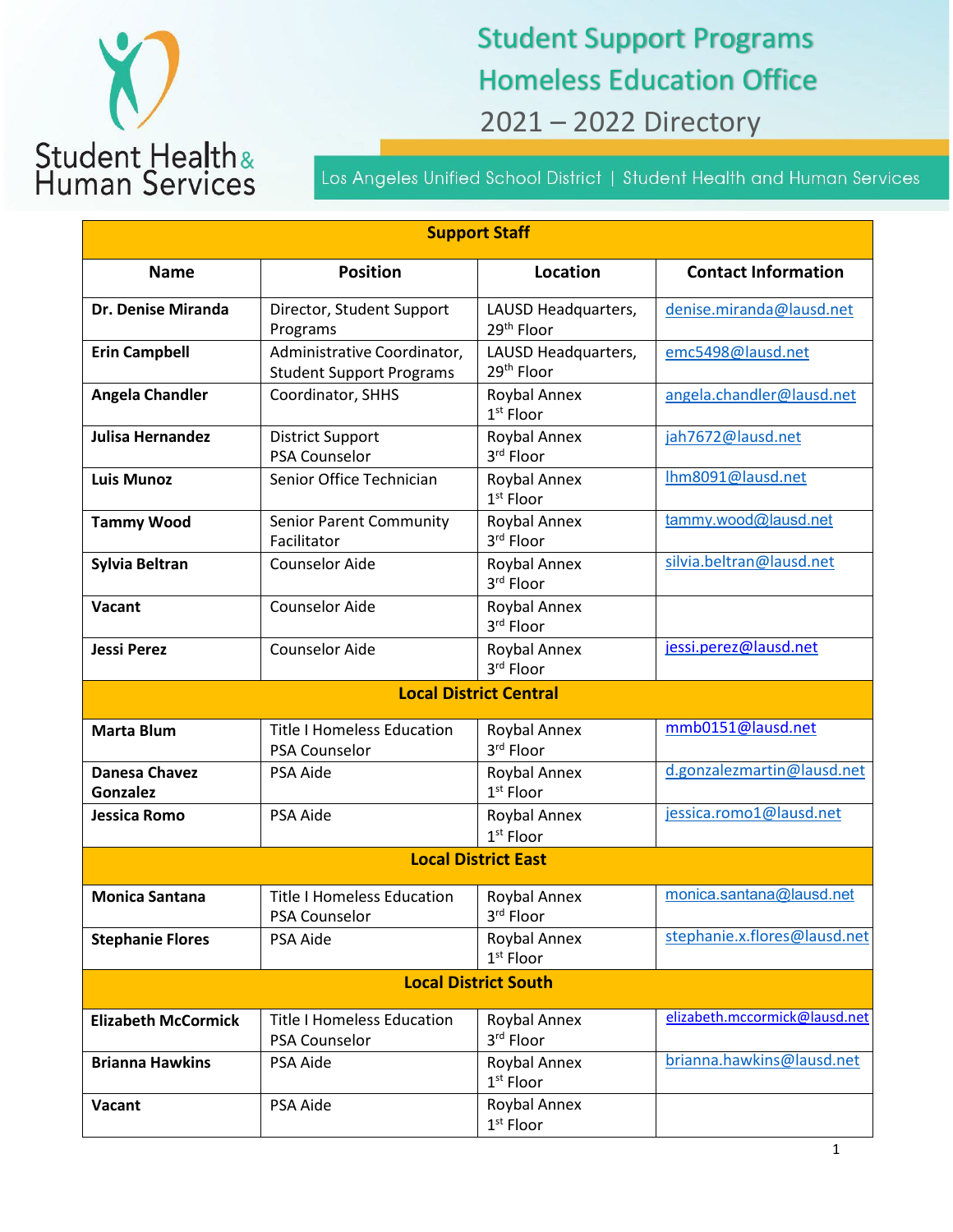Student Health & Human Services

# Student Support Programs
# Homeless Education Office
## 2021 – 2022 Directory

Los Angeles Unified School District | Student Health and Human Services

| Name | Position | Location | Contact Information |
|---|---|---|---|
| **Support Staff** | | | |
| **Dr. Denise Miranda** | Director, Student Support Programs | LAUSD Headquarters, 29th Floor | denise.miranda@lausd.net |
| **Erin Campbell** | Administrative Coordinator, Student Support Programs | LAUSD Headquarters, 29th Floor | emc5498@lausd.net |
| **Angela Chandler** | Coordinator, SHHS | Roybal Annex 1st Floor | angela.chandler@lausd.net |
| **Julisa Hernandez** | District Support PSA Counselor | Roybal Annex 3rd Floor | jah7672@lausd.net |
| **Luis Munoz** | Senior Office Technician | Roybal Annex 1st Floor | lhm8091@lausd.net |
| **Tammy Wood** | Senior Parent Community Facilitator | Roybal Annex 3rd Floor | tammy.wood@lausd.net |
| **Sylvia Beltran** | Counselor Aide | Roybal Annex 3rd Floor | silvia.beltran@lausd.net |
| **Vacant** | Counselor Aide | Roybal Annex 3rd Floor | |
| **Jessi Perez** | Counselor Aide | Roybal Annex 3rd Floor | jessi.perez@lausd.net |
| **Local District Central** | | | |
| **Marta Blum** | Title I Homeless Education PSA Counselor | Roybal Annex 3rd Floor | mmb0151@lausd.net |
| **Danesa Chavez Gonzalez** | PSA Aide | Roybal Annex 1st Floor | d.gonzalezmartin@lausd.net |
| **Jessica Romo** | PSA Aide | Roybal Annex 1st Floor | jessica.romo1@lausd.net |
| **Local District East** | | | |
| **Monica Santana** | Title I Homeless Education PSA Counselor | Roybal Annex 3rd Floor | monica.santana@lausd.net |
| **Stephanie Flores** | PSA Aide | Roybal Annex 1st Floor | stephanie.x.flores@lausd.net |
| **Local District South** | | | |
| **Elizabeth McCormick** | Title I Homeless Education PSA Counselor | Roybal Annex 3rd Floor | elizabeth.mccormick@lausd.net |
| **Brianna Hawkins** | PSA Aide | Roybal Annex 1st Floor | brianna.hawkins@lausd.net |
| **Vacant** | PSA Aide | Roybal Annex 1st Floor | |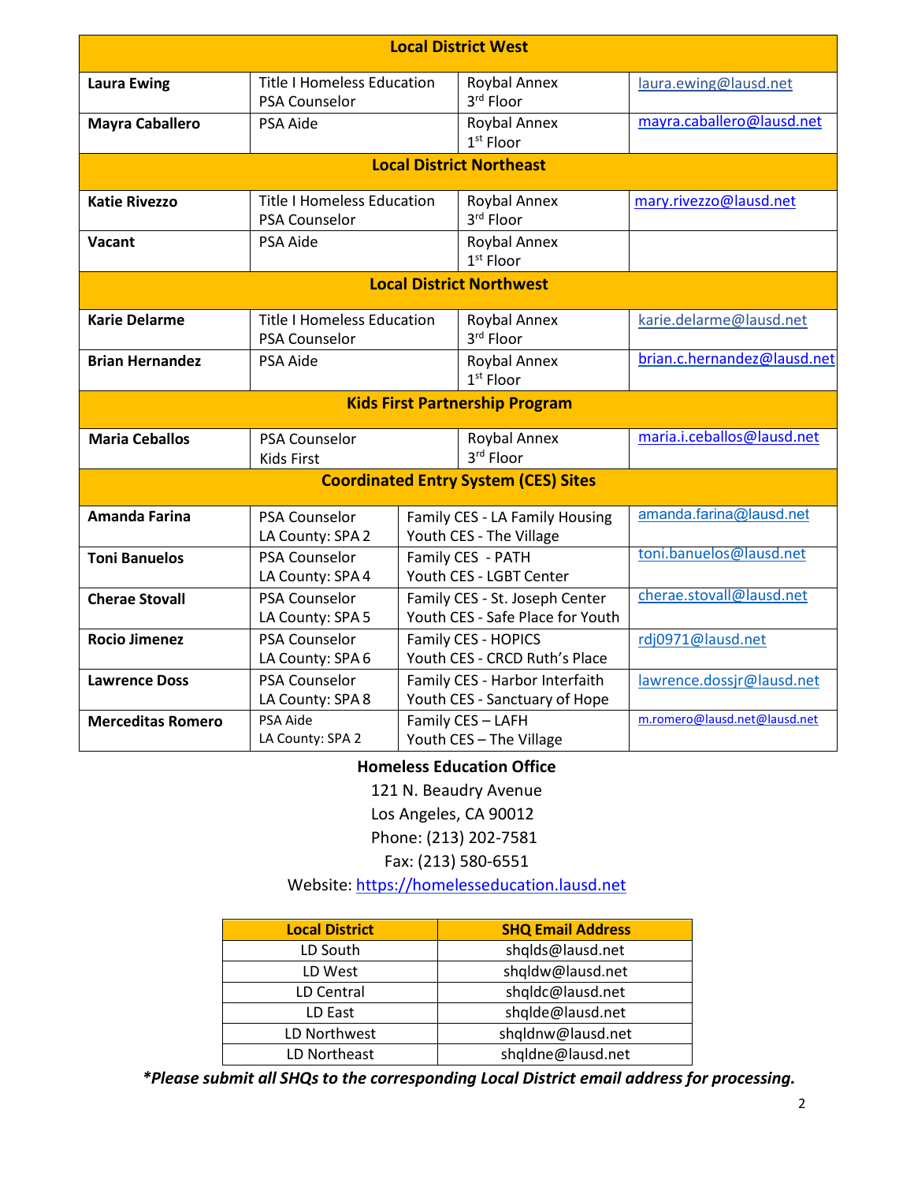| | | | |
|---|---|---|---|
| **Local District West** | | | |
| **Laura Ewing** | Title I Homeless Education PSA Counselor | Roybal Annex 3rd Floor | laura.ewing@lausd.net |
| **Mayra Caballero** | PSA Aide | Roybal Annex 1st Floor | mayra.caballero@lausd.net |
| **Local District Northeast** | | | |
| **Katie Rivezzo** | Title I Homeless Education PSA Counselor | Roybal Annex 3rd Floor | mary.rivezzo@lausd.net |
| **Vacant** | PSA Aide | Roybal Annex 1st Floor | |
| **Local District Northwest** | | | |
| **Karie Delarme** | Title I Homeless Education PSA Counselor | Roybal Annex 3rd Floor | karie.delarme@lausd.net |
| **Brian Hernandez** | PSA Aide | Roybal Annex 1st Floor | brian.c.hernandez@lausd.net |
| **Kids First Partnership Program** | | | |
| **Maria Ceballos** | PSA Counselor Kids First | Roybal Annex 3rd Floor | maria.i.ceballos@lausd.net |
| **Coordinated Entry System (CES) Sites** | | | |
| **Amanda Farina** | PSA Counselor LA County: SPA 2 | Family CES - LA Family Housing Youth CES - The Village | amanda.farina@lausd.net |
| **Toni Banuelos** | PSA Counselor LA County: SPA 4 | Family CES - PATH Youth CES - LGBT Center | toni.banuelos@lausd.net |
| **Cherae Stovall** | PSA Counselor LA County: SPA 5 | Family CES - St. Joseph Center Youth CES - Safe Place for Youth | cherae.stovall@lausd.net |
| **Rocio Jimenez** | PSA Counselor LA County: SPA 6 | Family CES - HOPICS Youth CES - CRCD Ruth's Place | rdj0971@lausd.net |
| **Lawrence Doss** | PSA Counselor LA County: SPA 8 | Family CES - Harbor Interfaith Youth CES - Sanctuary of Hope | lawrence.dossjr@lausd.net |
| **Merceditas Romero** | PSA Aide LA County: SPA 2 | Family CES – LAFH Youth CES – The Village | m.romero@lausd.net@lausd.net |

**Homeless Education Office**
121 N. Beaudry Avenue
Los Angeles, CA 90012
Phone: (213) 202-7581
Fax: (213) 580-6551
Website: https://homelesseducation.lausd.net

| Local District | SHQ Email Address |
|---|---|
| LD South | shqlds@lausd.net |
| LD West | shqldw@lausd.net |
| LD Central | shqldc@lausd.net |
| LD East | shqlde@lausd.net |
| LD Northwest | shqldnw@lausd.net |
| LD Northeast | shqldne@lausd.net |

***Please submit all SHQs to the corresponding Local District email address for processing.***